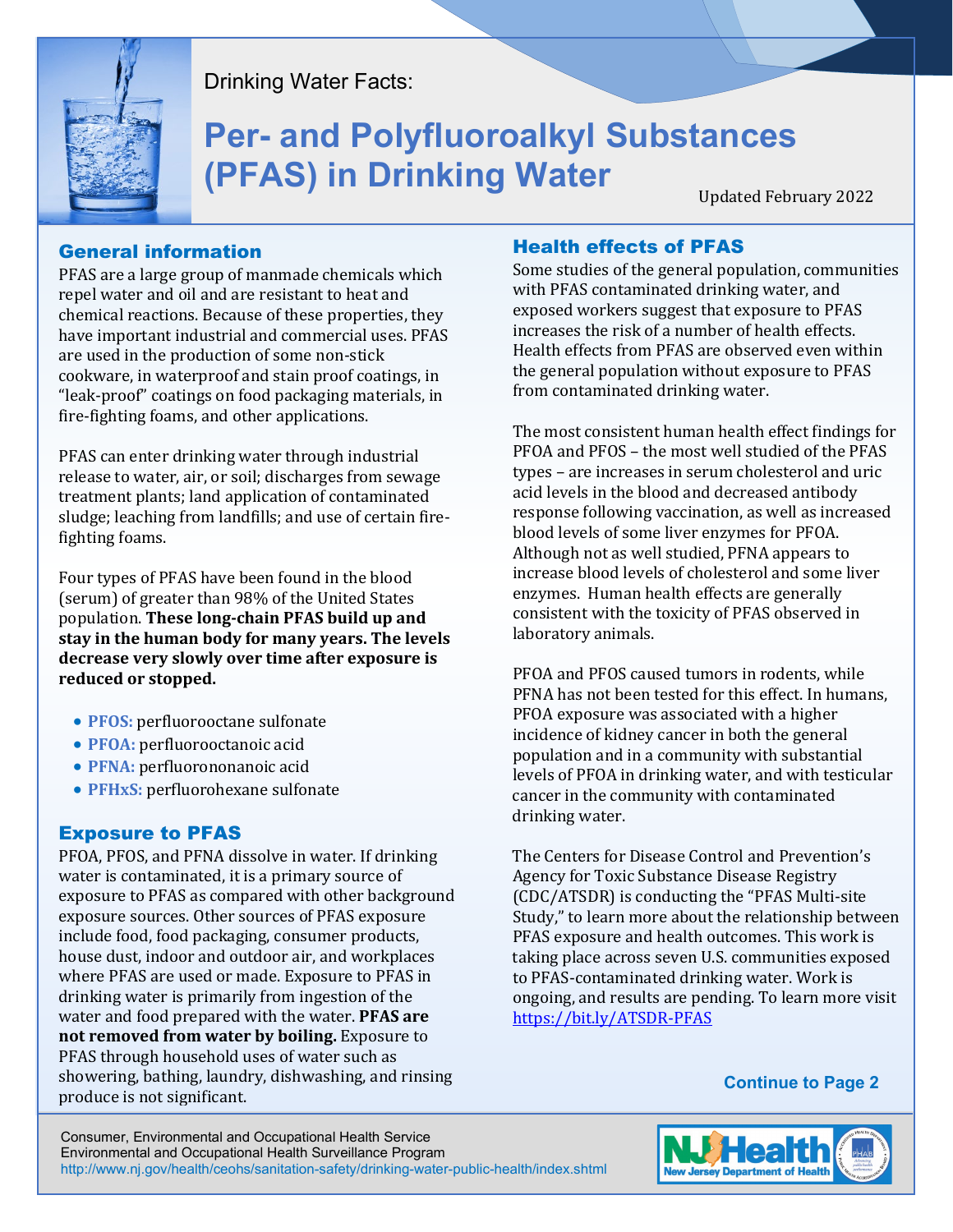Drinking Water Facts:

# Per- and Polyfluoroalkyl Substances (PFAS) in Drinking Water

Updated February 2022

## General information

PFAS are a large group of manmade chemicals which repel water and oil and are resistant to heat and chemical reactions. Because of these properties, they have important industrial and commercial uses. PFAS are used in the production of some non-stick cookware, in waterproof and stain proof coatings, in "leak-proof" coatings on food packaging materials, in fire-fighting foams, and other applications.

PFAS can enter drinking water through industrial release to water, air, or soil; discharges from sewage treatment plants; land application of contaminated sludge; leaching from landfills; and use of certain fire-fighting foams.

Four types of PFAS have been found in the blood (serum) of greater than 98% of the United States population. **These long-chain PFAS build up and stay in the human body for many years. The levels decrease very slowly over time after exposure is reduced or stopped.**

- **PFOS:** perfluorooctane sulfonate
- **PFOA:** perfluorooctanoic acid
- **PFNA:** perfluorononanoic acid
- **PFHxS:** perfluorohexane sulfonate

## Exposure to PFAS

PFOA, PFOS, and PFNA dissolve in water. If drinking water is contaminated, it is a primary source of exposure to PFAS as compared with other background exposure sources. Other sources of PFAS exposure include food, food packaging, consumer products, house dust, indoor and outdoor air, and workplaces where PFAS are used or made. Exposure to PFAS in drinking water is primarily from ingestion of the water and food prepared with the water. **PFAS are not removed from water by boiling.** Exposure to PFAS through household uses of water such as showering, bathing, laundry, dishwashing, and rinsing produce is not significant.

## Health effects of PFAS

Some studies of the general population, communities with PFAS contaminated drinking water, and exposed workers suggest that exposure to PFAS increases the risk of a number of health effects. Health effects from PFAS are observed even within the general population without exposure to PFAS from contaminated drinking water.

The most consistent human health effect findings for PFOA and PFOS – the most well studied of the PFAS types – are increases in serum cholesterol and uric acid levels in the blood and decreased antibody response following vaccination, as well as increased blood levels of some liver enzymes for PFOA. Although not as well studied, PFNA appears to increase blood levels of cholesterol and some liver enzymes. Human health effects are generally consistent with the toxicity of PFAS observed in laboratory animals.

PFOA and PFOS caused tumors in rodents, while PFNA has not been tested for this effect. In humans, PFOA exposure was associated with a higher incidence of kidney cancer in both the general population and in a community with substantial levels of PFOA in drinking water, and with testicular cancer in the community with contaminated drinking water.

The Centers for Disease Control and Prevention's Agency for Toxic Substance Disease Registry (CDC/ATSDR) is conducting the "PFAS Multi-site Study," to learn more about the relationship between PFAS exposure and health outcomes. This work is taking place across seven U.S. communities exposed to PFAS-contaminated drinking water. Work is ongoing, and results are pending. To learn more visit https://bit.ly/ATSDR-PFAS

**Continue to Page 2**

Consumer, Environmental and Occupational Health Service
Environmental and Occupational Health Surveillance Program
http://www.nj.gov/health/ceohs/sanitation-safety/drinking-water-public-health/index.shtml

NJ Health — New Jersey Department of Health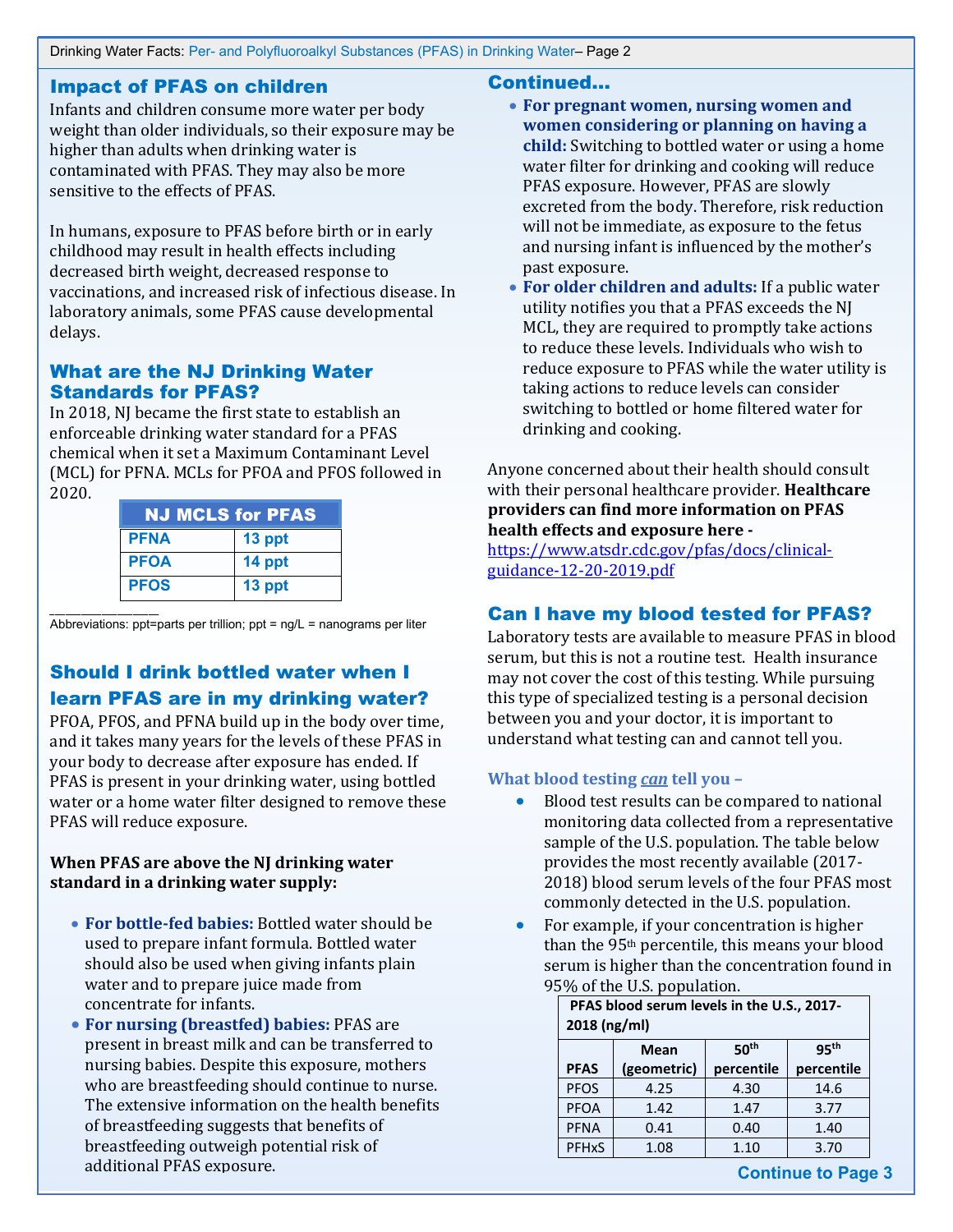## Impact of PFAS on children

Infants and children consume more water per body weight than older individuals, so their exposure may be higher than adults when drinking water is contaminated with PFAS. They may also be more sensitive to the effects of PFAS.

In humans, exposure to PFAS before birth or in early childhood may result in health effects including decreased birth weight, decreased response to vaccinations, and increased risk of infectious disease. In laboratory animals, some PFAS cause developmental delays.

## What are the NJ Drinking Water Standards for PFAS?

In 2018, NJ became the first state to establish an enforceable drinking water standard for a PFAS chemical when it set a Maximum Contaminant Level (MCL) for PFNA. MCLs for PFOA and PFOS followed in 2020.

| NJ MCLS for PFAS | |
|---|---|
| PFNA | 13 ppt |
| PFOA | 14 ppt |
| PFOS | 13 ppt |

Abbreviations: ppt=parts per trillion; ppt = ng/L = nanograms per liter

## Should I drink bottled water when I learn PFAS are in my drinking water?

PFOA, PFOS, and PFNA build up in the body over time, and it takes many years for the levels of these PFAS in your body to decrease after exposure has ended. If PFAS is present in your drinking water, using bottled water or a home water filter designed to remove these PFAS will reduce exposure.

**When PFAS are above the NJ drinking water standard in a drinking water supply:**

- **For bottle-fed babies:** Bottled water should be used to prepare infant formula. Bottled water should also be used when giving infants plain water and to prepare juice made from concentrate for infants.
- **For nursing (breastfed) babies:** PFAS are present in breast milk and can be transferred to nursing babies. Despite this exposure, mothers who are breastfeeding should continue to nurse. The extensive information on the health benefits of breastfeeding suggests that benefits of breastfeeding outweigh potential risk of additional PFAS exposure.

## Continued…

- **For pregnant women, nursing women and women considering or planning on having a child:** Switching to bottled water or using a home water filter for drinking and cooking will reduce PFAS exposure. However, PFAS are slowly excreted from the body. Therefore, risk reduction will not be immediate, as exposure to the fetus and nursing infant is influenced by the mother's past exposure.
- **For older children and adults:** If a public water utility notifies you that a PFAS exceeds the NJ MCL, they are required to promptly take actions to reduce these levels. Individuals who wish to reduce exposure to PFAS while the water utility is taking actions to reduce levels can consider switching to bottled or home filtered water for drinking and cooking.

Anyone concerned about their health should consult with their personal healthcare provider. **Healthcare providers can find more information on PFAS health effects and exposure here -** https://www.atsdr.cdc.gov/pfas/docs/clinical-guidance-12-20-2019.pdf

## Can I have my blood tested for PFAS?

Laboratory tests are available to measure PFAS in blood serum, but this is not a routine test. Health insurance may not cover the cost of this testing. While pursuing this type of specialized testing is a personal decision between you and your doctor, it is important to understand what testing can and cannot tell you.

### What blood testing *can* tell you –

- Blood test results can be compared to national monitoring data collected from a representative sample of the U.S. population. The table below provides the most recently available (2017-2018) blood serum levels of the four PFAS most commonly detected in the U.S. population.
- For example, if your concentration is higher than the 95th percentile, this means your blood serum is higher than the concentration found in 95% of the U.S. population.

**PFAS blood serum levels in the U.S., 2017-2018 (ng/ml)**

| PFAS | Mean (geometric) | 50th percentile | 95th percentile |
|---|---|---|---|
| PFOS | 4.25 | 4.30 | 14.6 |
| PFOA | 1.42 | 1.47 | 3.77 |
| PFNA | 0.41 | 0.40 | 1.40 |
| PFHxS | 1.08 | 1.10 | 3.70 |

**Continue to Page 3**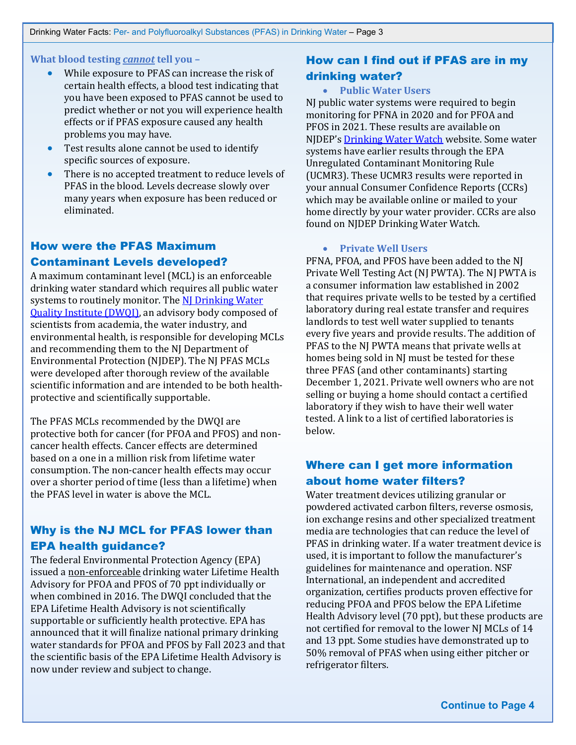**What blood testing *cannot* tell you –**

- While exposure to PFAS can increase the risk of certain health effects, a blood test indicating that you have been exposed to PFAS cannot be used to predict whether or not you will experience health effects or if PFAS exposure caused any health problems you may have.
- Test results alone cannot be used to identify specific sources of exposure.
- There is no accepted treatment to reduce levels of PFAS in the blood. Levels decrease slowly over many years when exposure has been reduced or eliminated.

## How were the PFAS Maximum Contaminant Levels developed?

A maximum contaminant level (MCL) is an enforceable drinking water standard which requires all public water systems to routinely monitor. The NJ Drinking Water Quality Institute (DWQI), an advisory body composed of scientists from academia, the water industry, and environmental health, is responsible for developing MCLs and recommending them to the NJ Department of Environmental Protection (NJDEP). The NJ PFAS MCLs were developed after thorough review of the available scientific information and are intended to be both health-protective and scientifically supportable.

The PFAS MCLs recommended by the DWQI are protective both for cancer (for PFOA and PFOS) and non-cancer health effects. Cancer effects are determined based on a one in a million risk from lifetime water consumption. The non-cancer health effects may occur over a shorter period of time (less than a lifetime) when the PFAS level in water is above the MCL.

## Why is the NJ MCL for PFAS lower than EPA health guidance?

The federal Environmental Protection Agency (EPA) issued a non-enforceable drinking water Lifetime Health Advisory for PFOA and PFOS of 70 ppt individually or when combined in 2016. The DWQI concluded that the EPA Lifetime Health Advisory is not scientifically supportable or sufficiently health protective. EPA has announced that it will finalize national primary drinking water standards for PFOA and PFOS by Fall 2023 and that the scientific basis of the EPA Lifetime Health Advisory is now under review and subject to change.

## How can I find out if PFAS are in my drinking water?

- **Public Water Users**

NJ public water systems were required to begin monitoring for PFNA in 2020 and for PFOA and PFOS in 2021. These results are available on NJDEP's Drinking Water Watch website. Some water systems have earlier results through the EPA Unregulated Contaminant Monitoring Rule (UCMR3). These UCMR3 results were reported in your annual Consumer Confidence Reports (CCRs) which may be available online or mailed to your home directly by your water provider. CCRs are also found on NJDEP Drinking Water Watch.

- **Private Well Users**

PFNA, PFOA, and PFOS have been added to the NJ Private Well Testing Act (NJ PWTA). The NJ PWTA is a consumer information law established in 2002 that requires private wells to be tested by a certified laboratory during real estate transfer and requires landlords to test well water supplied to tenants every five years and provide results. The addition of PFAS to the NJ PWTA means that private wells at homes being sold in NJ must be tested for these three PFAS (and other contaminants) starting December 1, 2021. Private well owners who are not selling or buying a home should contact a certified laboratory if they wish to have their well water tested. A link to a list of certified laboratories is below.

## Where can I get more information about home water filters?

Water treatment devices utilizing granular or powdered activated carbon filters, reverse osmosis, ion exchange resins and other specialized treatment media are technologies that can reduce the level of PFAS in drinking water. If a water treatment device is used, it is important to follow the manufacturer's guidelines for maintenance and operation. NSF International, an independent and accredited organization, certifies products proven effective for reducing PFOA and PFOS below the EPA Lifetime Health Advisory level (70 ppt), but these products are not certified for removal to the lower NJ MCLs of 14 and 13 ppt. Some studies have demonstrated up to 50% removal of PFAS when using either pitcher or refrigerator filters.

**Continue to Page 4**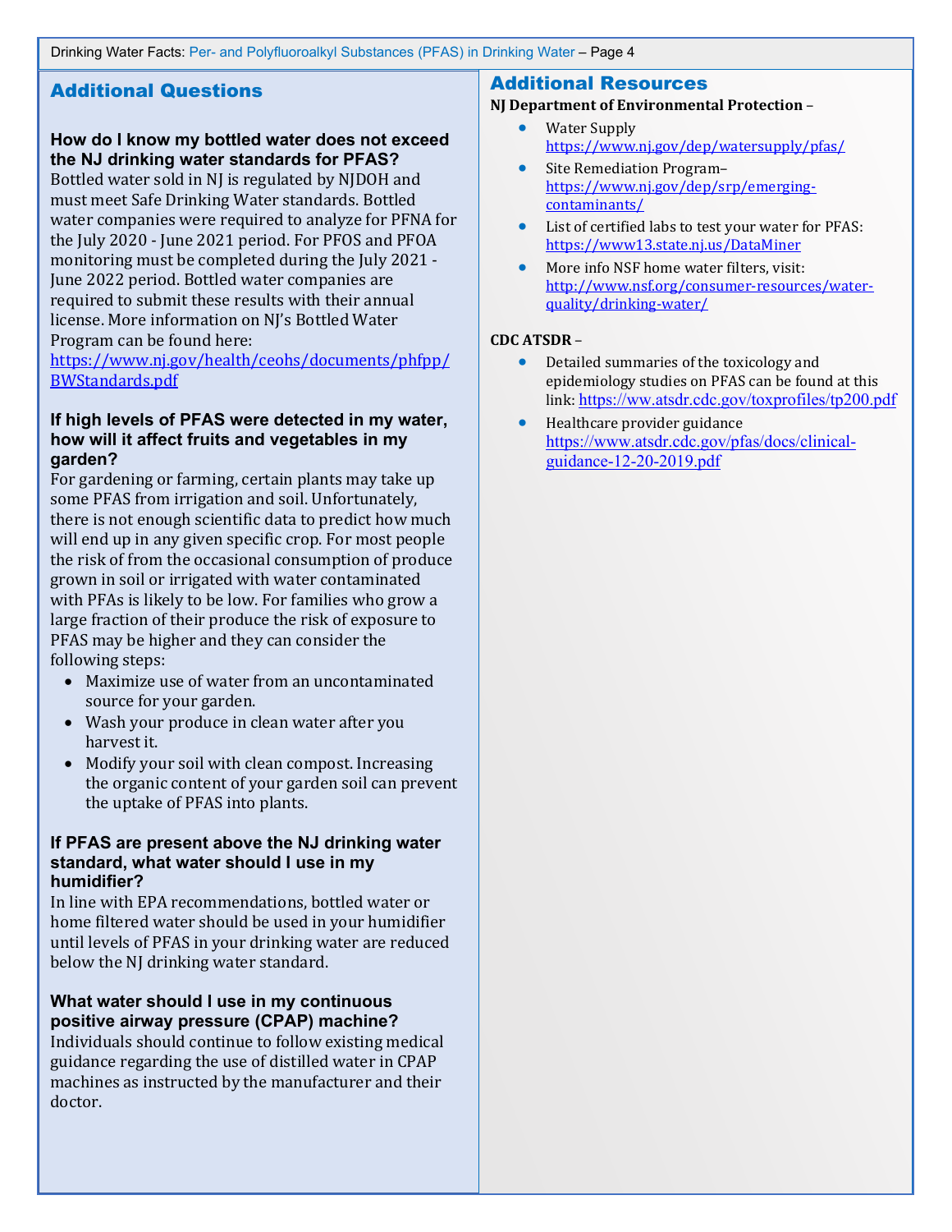## Additional Questions

### How do I know my bottled water does not exceed the NJ drinking water standards for PFAS?

Bottled water sold in NJ is regulated by NJDOH and must meet Safe Drinking Water standards. Bottled water companies were required to analyze for PFNA for the July 2020 - June 2021 period. For PFOS and PFOA monitoring must be completed during the July 2021 - June 2022 period. Bottled water companies are required to submit these results with their annual license. More information on NJ's Bottled Water Program can be found here: https://www.nj.gov/health/ceohs/documents/phfpp/BWStandards.pdf

### If high levels of PFAS were detected in my water, how will it affect fruits and vegetables in my garden?

For gardening or farming, certain plants may take up some PFAS from irrigation and soil. Unfortunately, there is not enough scientific data to predict how much will end up in any given specific crop. For most people the risk of from the occasional consumption of produce grown in soil or irrigated with water contaminated with PFAs is likely to be low. For families who grow a large fraction of their produce the risk of exposure to PFAS may be higher and they can consider the following steps:

- Maximize use of water from an uncontaminated source for your garden.
- Wash your produce in clean water after you harvest it.
- Modify your soil with clean compost. Increasing the organic content of your garden soil can prevent the uptake of PFAS into plants.

### If PFAS are present above the NJ drinking water standard, what water should I use in my humidifier?

In line with EPA recommendations, bottled water or home filtered water should be used in your humidifier until levels of PFAS in your drinking water are reduced below the NJ drinking water standard.

### What water should I use in my continuous positive airway pressure (CPAP) machine?

Individuals should continue to follow existing medical guidance regarding the use of distilled water in CPAP machines as instructed by the manufacturer and their doctor.

## Additional Resources

**NJ Department of Environmental Protection –**

- Water Supply https://www.nj.gov/dep/watersupply/pfas/
- Site Remediation Program– https://www.nj.gov/dep/srp/emerging-contaminants/
- List of certified labs to test your water for PFAS: https://www13.state.nj.us/DataMiner
- More info NSF home water filters, visit: http://www.nsf.org/consumer-resources/water-quality/drinking-water/

**CDC ATSDR –**

- Detailed summaries of the toxicology and epidemiology studies on PFAS can be found at this link: https://ww.atsdr.cdc.gov/toxprofiles/tp200.pdf
- Healthcare provider guidance https://www.atsdr.cdc.gov/pfas/docs/clinical-guidance-12-20-2019.pdf